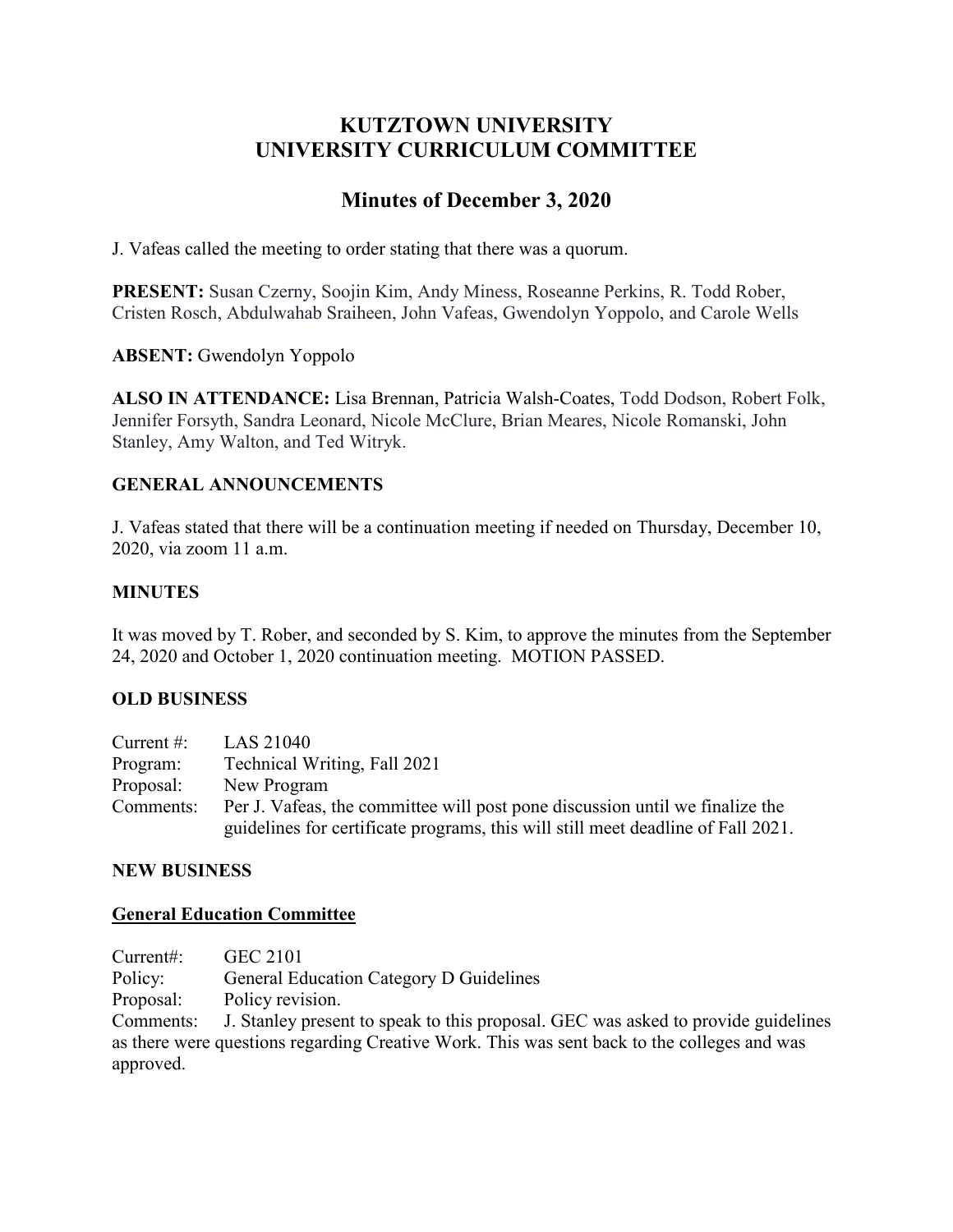# KUTZTOWN UNIVERSITY
# UNIVERSITY CURRICULUM COMMITTEE

## Minutes of December 3, 2020

J. Vafeas called the meeting to order stating that there was a quorum.

**PRESENT:** Susan Czerny, Soojin Kim, Andy Miness, Roseanne Perkins, R. Todd Rober, Cristen Rosch, Abdulwahab Sraiheen, John Vafeas, Gwendolyn Yoppolo, and Carole Wells

**ABSENT:** Gwendolyn Yoppolo

**ALSO IN ATTENDANCE:** Lisa Brennan, Patricia Walsh-Coates, Todd Dodson, Robert Folk, Jennifer Forsyth, Sandra Leonard, Nicole McClure, Brian Meares, Nicole Romanski, John Stanley, Amy Walton, and Ted Witryk.

### GENERAL ANNOUNCEMENTS

J. Vafeas stated that there will be a continuation meeting if needed on Thursday, December 10, 2020, via zoom 11 a.m.

### MINUTES

It was moved by T. Rober, and seconded by S. Kim, to approve the minutes from the September 24, 2020 and October 1, 2020 continuation meeting. MOTION PASSED.

### OLD BUSINESS

Current #: LAS 21040
Program: Technical Writing, Fall 2021
Proposal: New Program
Comments: Per J. Vafeas, the committee will post pone discussion until we finalize the guidelines for certificate programs, this will still meet deadline of Fall 2021.

### NEW BUSINESS

**General Education Committee**

Current#: GEC 2101
Policy: General Education Category D Guidelines
Proposal: Policy revision.
Comments: J. Stanley present to speak to this proposal. GEC was asked to provide guidelines as there were questions regarding Creative Work. This was sent back to the colleges and was approved.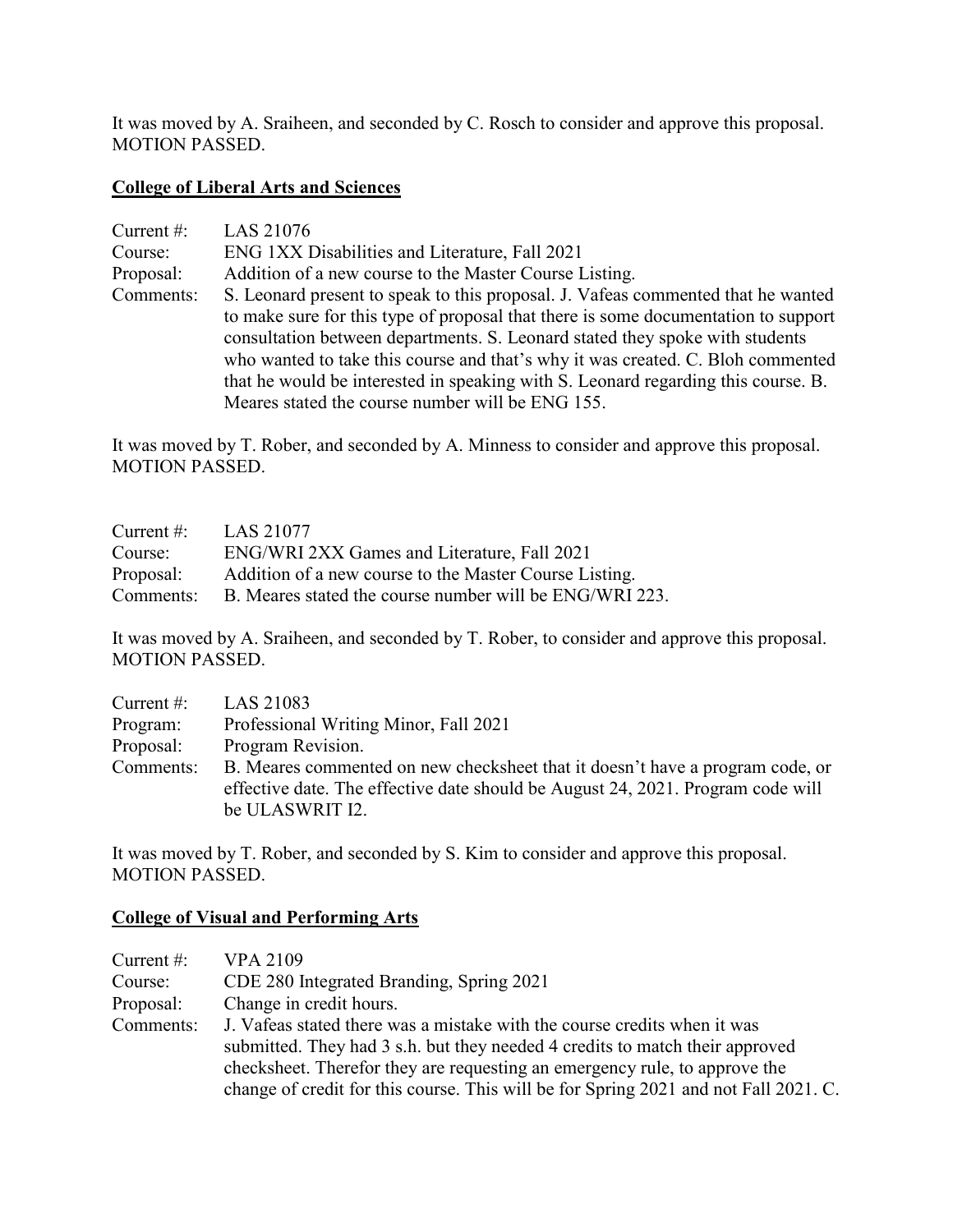It was moved by A. Sraiheen, and seconded by C. Rosch to consider and approve this proposal. MOTION PASSED.

## College of Liberal Arts and Sciences

Current #: LAS 21076
Course: ENG 1XX Disabilities and Literature, Fall 2021
Proposal: Addition of a new course to the Master Course Listing.
Comments: S. Leonard present to speak to this proposal. J. Vafeas commented that he wanted to make sure for this type of proposal that there is some documentation to support consultation between departments. S. Leonard stated they spoke with students who wanted to take this course and that's why it was created. C. Bloh commented that he would be interested in speaking with S. Leonard regarding this course. B. Meares stated the course number will be ENG 155.

It was moved by T. Rober, and seconded by A. Minness to consider and approve this proposal. MOTION PASSED.

Current #: LAS 21077
Course: ENG/WRI 2XX Games and Literature, Fall 2021
Proposal: Addition of a new course to the Master Course Listing.
Comments: B. Meares stated the course number will be ENG/WRI 223.

It was moved by A. Sraiheen, and seconded by T. Rober, to consider and approve this proposal. MOTION PASSED.

Current #: LAS 21083
Program: Professional Writing Minor, Fall 2021
Proposal: Program Revision.
Comments: B. Meares commented on new checksheet that it doesn't have a program code, or effective date. The effective date should be August 24, 2021. Program code will be ULASWRIT I2.

It was moved by T. Rober, and seconded by S. Kim to consider and approve this proposal. MOTION PASSED.

## College of Visual and Performing Arts

Current #: VPA 2109
Course: CDE 280 Integrated Branding, Spring 2021
Proposal: Change in credit hours.
Comments: J. Vafeas stated there was a mistake with the course credits when it was submitted. They had 3 s.h. but they needed 4 credits to match their approved checksheet. Therefor they are requesting an emergency rule, to approve the change of credit for this course. This will be for Spring 2021 and not Fall 2021. C.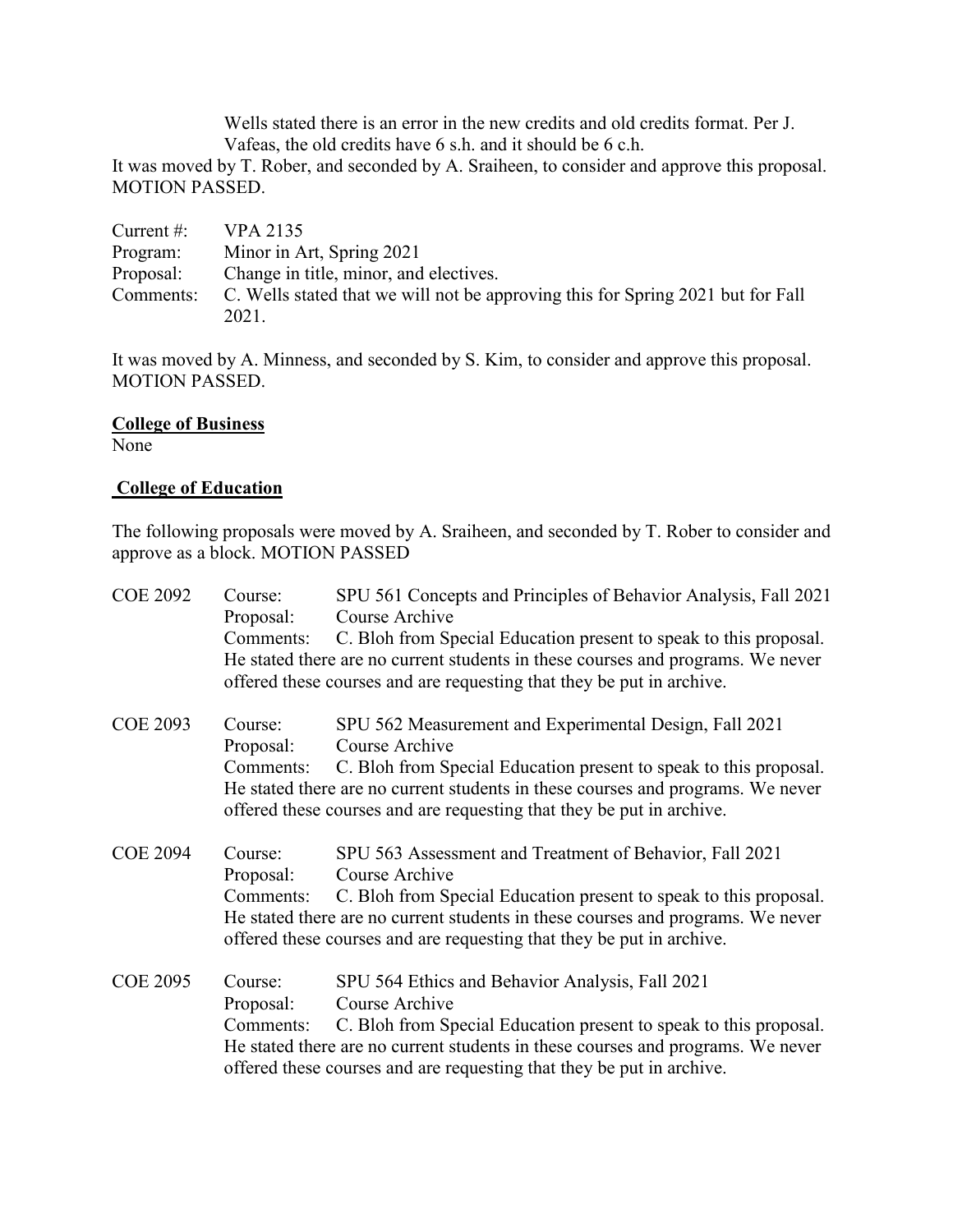Wells stated there is an error in the new credits and old credits format. Per J. Vafeas, the old credits have 6 s.h. and it should be 6 c.h.

It was moved by T. Rober, and seconded by A. Sraiheen, to consider and approve this proposal. MOTION PASSED.

Current #: VPA 2135
Program: Minor in Art, Spring 2021
Proposal: Change in title, minor, and electives.
Comments: C. Wells stated that we will not be approving this for Spring 2021 but for Fall 2021.

It was moved by A. Minness, and seconded by S. Kim, to consider and approve this proposal. MOTION PASSED.

**College of Business**

None

**College of Education**

The following proposals were moved by A. Sraiheen, and seconded by T. Rober to consider and approve as a block. MOTION PASSED

COE 2092
Course: SPU 561 Concepts and Principles of Behavior Analysis, Fall 2021
Proposal: Course Archive
Comments: C. Bloh from Special Education present to speak to this proposal. He stated there are no current students in these courses and programs. We never offered these courses and are requesting that they be put in archive.

COE 2093
Course: SPU 562 Measurement and Experimental Design, Fall 2021
Proposal: Course Archive
Comments: C. Bloh from Special Education present to speak to this proposal. He stated there are no current students in these courses and programs. We never offered these courses and are requesting that they be put in archive.

COE 2094
Course: SPU 563 Assessment and Treatment of Behavior, Fall 2021
Proposal: Course Archive
Comments: C. Bloh from Special Education present to speak to this proposal. He stated there are no current students in these courses and programs. We never offered these courses and are requesting that they be put in archive.

COE 2095
Course: SPU 564 Ethics and Behavior Analysis, Fall 2021
Proposal: Course Archive
Comments: C. Bloh from Special Education present to speak to this proposal. He stated there are no current students in these courses and programs. We never offered these courses and are requesting that they be put in archive.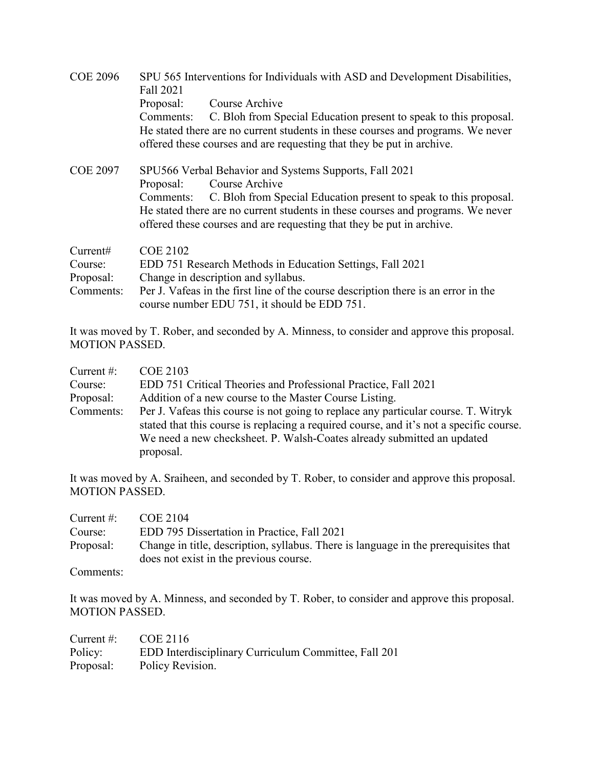COE 2096 SPU 565 Interventions for Individuals with ASD and Development Disabilities, Fall 2021

Proposal: Course Archive

Comments: C. Bloh from Special Education present to speak to this proposal. He stated there are no current students in these courses and programs. We never offered these courses and are requesting that they be put in archive.

COE 2097 SPU566 Verbal Behavior and Systems Supports, Fall 2021

Proposal: Course Archive

Comments: C. Bloh from Special Education present to speak to this proposal. He stated there are no current students in these courses and programs. We never offered these courses and are requesting that they be put in archive.

Current# COE 2102

Course: EDD 751 Research Methods in Education Settings, Fall 2021

Proposal: Change in description and syllabus.

Comments: Per J. Vafeas in the first line of the course description there is an error in the course number EDU 751, it should be EDD 751.

It was moved by T. Rober, and seconded by A. Minness, to consider and approve this proposal. MOTION PASSED.

Current #: COE 2103

Course: EDD 751 Critical Theories and Professional Practice, Fall 2021

Proposal: Addition of a new course to the Master Course Listing.

Comments: Per J. Vafeas this course is not going to replace any particular course. T. Witryk stated that this course is replacing a required course, and it's not a specific course. We need a new checksheet. P. Walsh-Coates already submitted an updated proposal.

It was moved by A. Sraiheen, and seconded by T. Rober, to consider and approve this proposal. MOTION PASSED.

Current #: COE 2104

Course: EDD 795 Dissertation in Practice, Fall 2021

Proposal: Change in title, description, syllabus. There is language in the prerequisites that does not exist in the previous course.

Comments:

It was moved by A. Minness, and seconded by T. Rober, to consider and approve this proposal. MOTION PASSED.

Current #: COE 2116

Policy: EDD Interdisciplinary Curriculum Committee, Fall 201

Proposal: Policy Revision.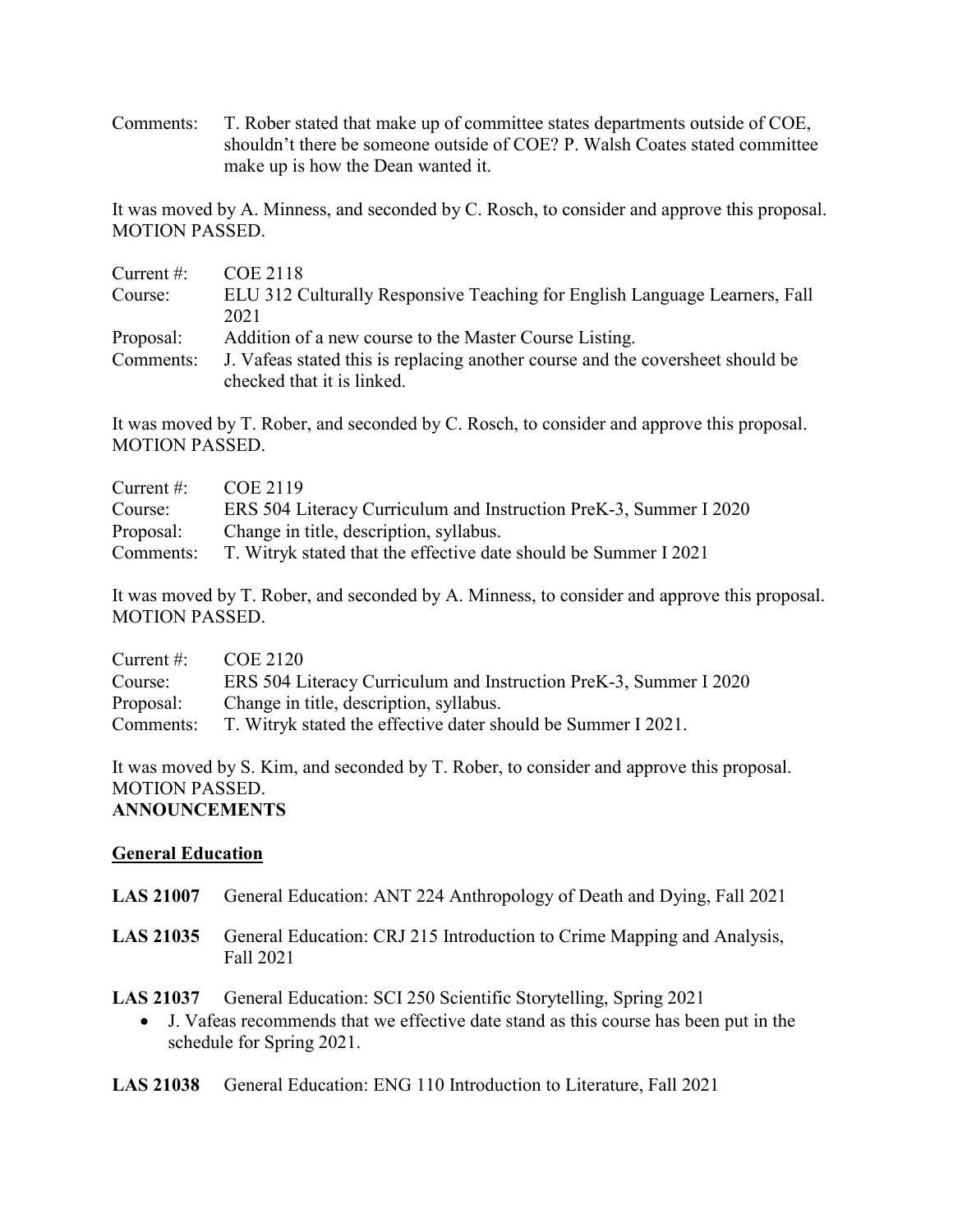Comments: T. Rober stated that make up of committee states departments outside of COE, shouldn't there be someone outside of COE? P. Walsh Coates stated committee make up is how the Dean wanted it.

It was moved by A. Minness, and seconded by C. Rosch, to consider and approve this proposal. MOTION PASSED.

Current #: COE 2118
Course: ELU 312 Culturally Responsive Teaching for English Language Learners, Fall 2021
Proposal: Addition of a new course to the Master Course Listing.
Comments: J. Vafeas stated this is replacing another course and the coversheet should be checked that it is linked.

It was moved by T. Rober, and seconded by C. Rosch, to consider and approve this proposal. MOTION PASSED.

Current #: COE 2119
Course: ERS 504 Literacy Curriculum and Instruction PreK-3, Summer I 2020
Proposal: Change in title, description, syllabus.
Comments: T. Witryk stated that the effective date should be Summer I 2021

It was moved by T. Rober, and seconded by A. Minness, to consider and approve this proposal. MOTION PASSED.

Current #: COE 2120
Course: ERS 504 Literacy Curriculum and Instruction PreK-3, Summer I 2020
Proposal: Change in title, description, syllabus.
Comments: T. Witryk stated the effective dater should be Summer I 2021.

It was moved by S. Kim, and seconded by T. Rober, to consider and approve this proposal. MOTION PASSED.

**ANNOUNCEMENTS**

**General Education**

**LAS 21007** General Education: ANT 224 Anthropology of Death and Dying, Fall 2021

**LAS 21035** General Education: CRJ 215 Introduction to Crime Mapping and Analysis, Fall 2021

**LAS 21037** General Education: SCI 250 Scientific Storytelling, Spring 2021

- J. Vafeas recommends that we effective date stand as this course has been put in the schedule for Spring 2021.

**LAS 21038** General Education: ENG 110 Introduction to Literature, Fall 2021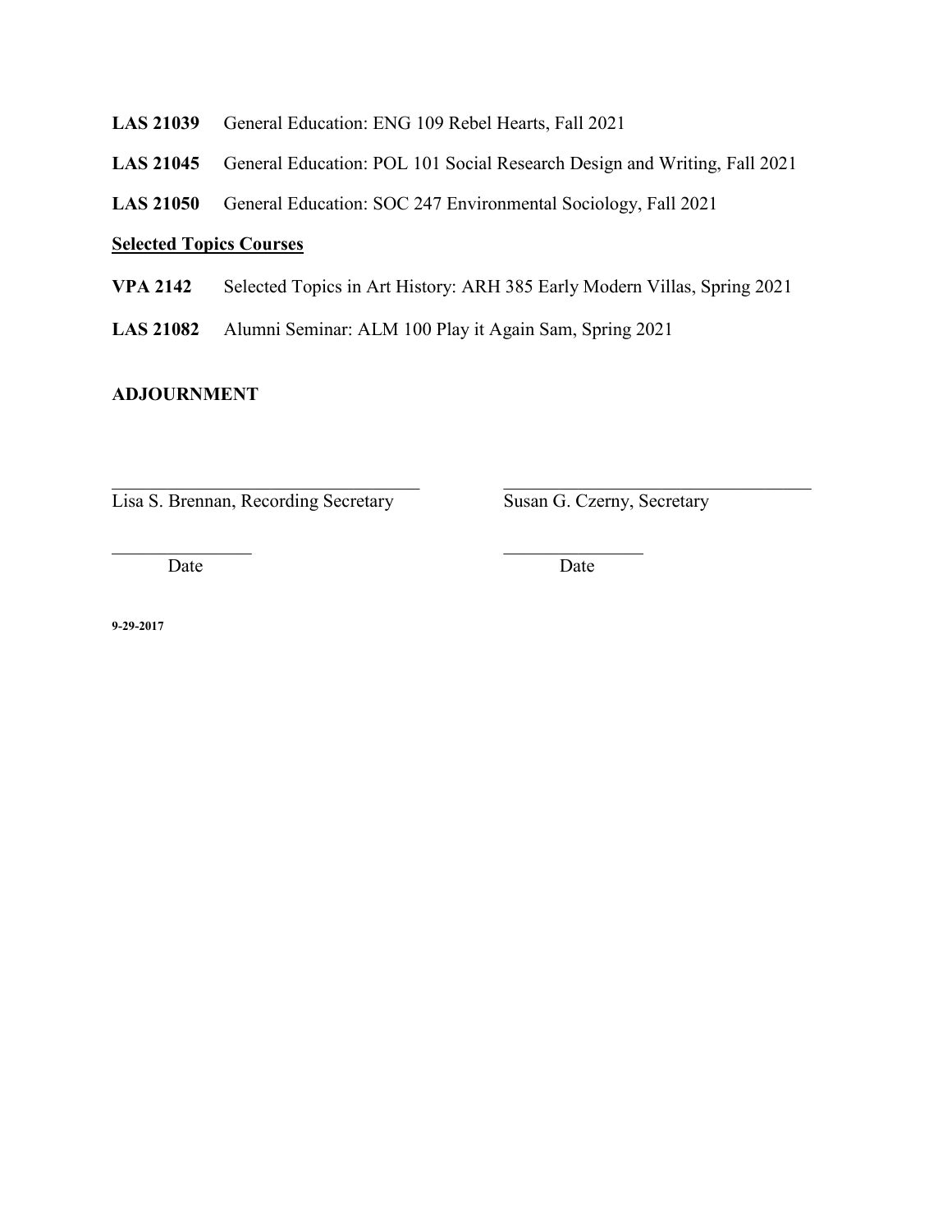**LAS 21039** General Education: ENG 109 Rebel Hearts, Fall 2021

**LAS 21045** General Education: POL 101 Social Research Design and Writing, Fall 2021

**LAS 21050** General Education: SOC 247 Environmental Sociology, Fall 2021

**Selected Topics Courses**

**VPA 2142** Selected Topics in Art History: ARH 385 Early Modern Villas, Spring 2021

**LAS 21082** Alumni Seminar: ALM 100 Play it Again Sam, Spring 2021

**ADJOURNMENT**

\_\_\_\_\_\_\_\_\_\_\_\_\_\_\_\_\_\_\_\_\_\_\_\_\_\_\_\_\_\_\_\_\_\_
Lisa S. Brennan, Recording Secretary

\_\_\_\_\_\_\_\_\_\_\_\_\_\_\_\_
Date

\_\_\_\_\_\_\_\_\_\_\_\_\_\_\_\_\_\_\_\_\_\_\_\_\_\_\_\_\_\_\_\_\_\_
Susan G. Czerny, Secretary

\_\_\_\_\_\_\_\_\_\_\_\_\_\_\_\_
Date

**9-29-2017**